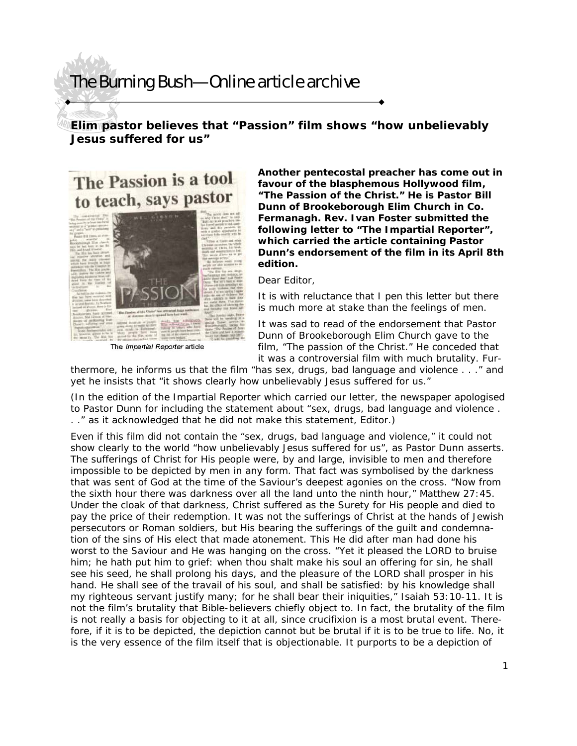# Elim pastor believes that "Passion" film shows "how unbelievably Jesus suffered for us"

The *Impartial Reporter* article

**Another pentecostal preacher has come out in favour of the blasphemous Hollywood film, "The Passion of the Christ." He is Pastor Bill Dunn of Brookeborough Elim Church in Co. Fermanagh. Rev. Ivan Foster submitted the following letter to "The Impartial Reporter", which carried the article containing Pastor Dunn's endorsement of the film in its April 8th edition.**

Dear Editor,

It is with reluctance that I pen this letter but there is much more at stake than the feelings of men.

It was sad to read of the endorsement that Pastor Dunn of Brookeborough Elim Church gave to the film, "The passion of the Christ." He conceded that it was a controversial film with much brutality. Furthermore, he informs us that the film "has sex, drugs, bad language and violence . . ." and yet he insists that "it shows clearly how unbelievably Jesus suffered for us."

(In the edition of the Impartial Reporter which carried our letter, the newspaper apologised to Pastor Dunn for including the statement about "sex, drugs, bad language and violence . . ." as it acknowledged that he did not make this statement, Editor.)

Even if this film did not contain the "sex, drugs, bad language and violence," it could not show clearly to the world "how unbelievably Jesus suffered for us", as Pastor Dunn asserts. The sufferings of Christ for His people were, by and large, invisible to men and therefore impossible to be depicted by men in any form. That fact was symbolised by the darkness that was sent of God at the time of the Saviour's deepest agonies on the cross. "Now from the sixth hour there was darkness over all the land unto the ninth hour," Matthew 27:45. Under the cloak of that darkness, Christ suffered as the Surety for His people and died to pay the price of their redemption. It was not the sufferings of Christ at the hands of Jewish persecutors or Roman soldiers, but His bearing the sufferings of the guilt and condemnation of the sins of His elect that made atonement. This He did after man had done his worst to the Saviour and He was hanging on the cross. "Yet it pleased the LORD to bruise him; he hath put him to grief: when thou shalt make his soul an offering for sin, he shall see his seed, he shall prolong his days, and the pleasure of the LORD shall prosper in his hand. He shall see of the travail of his soul, and shall be satisfied: by his knowledge shall my righteous servant justify many; for he shall bear their iniquities," Isaiah 53:10-11. It is not the film's brutality that Bible-believers chiefly object to. In fact, the brutality of the film is not really a basis for objecting to it at all, since crucifixion is a most brutal event. Therefore, if it is to be depicted, the depiction cannot but be brutal if it is to be true to life. No, it is the very essence of the film itself that is objectionable. It purports to be a depiction of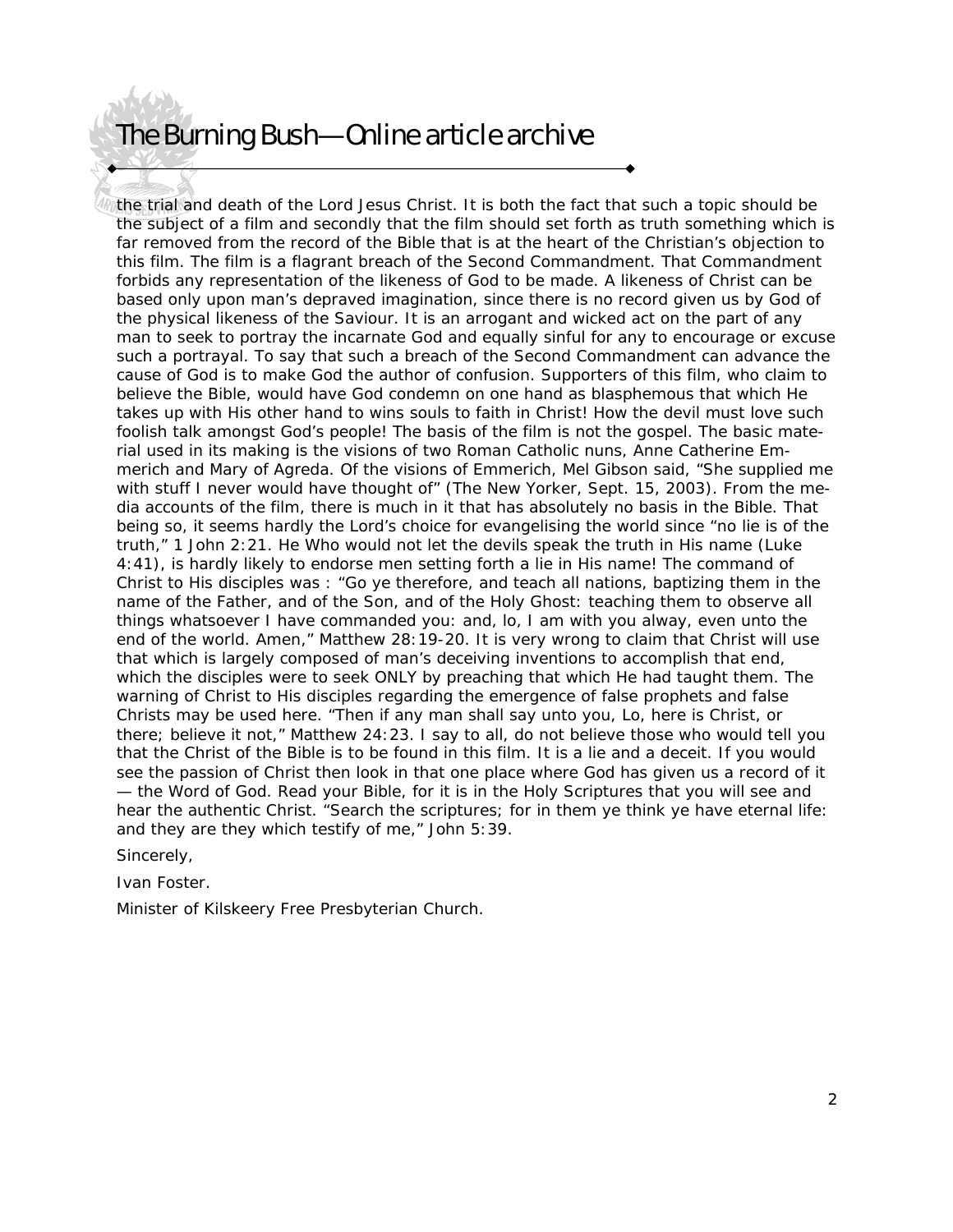the trial and death of the Lord Jesus Christ. It is both the fact that such a topic should be the subject of a film and secondly that the film should set forth as truth something which is far removed from the record of the Bible that is at the heart of the Christian's objection to this film. The film is a flagrant breach of the Second Commandment. That Commandment forbids any representation of the likeness of God to be made. A likeness of Christ can be based only upon man's depraved imagination, since there is no record given us by God of the physical likeness of the Saviour. It is an arrogant and wicked act on the part of any man to seek to portray the incarnate God and equally sinful for any to encourage or excuse such a portrayal. To say that such a breach of the Second Commandment can advance the cause of God is to make God the author of confusion. Supporters of this film, who claim to believe the Bible, would have God condemn on one hand as blasphemous that which He takes up with His other hand to wins souls to faith in Christ! How the devil must love such foolish talk amongst God's people! The basis of the film is not the gospel. The basic material used in its making is the visions of two Roman Catholic nuns, Anne Catherine Emmerich and Mary of Agreda. Of the visions of Emmerich, Mel Gibson said, "She supplied me with stuff I never would have thought of" (The New Yorker, Sept. 15, 2003). From the media accounts of the film, there is much in it that has absolutely no basis in the Bible. That being so, it seems hardly the Lord's choice for evangelising the world since "no lie is of the truth," 1 John 2:21. He Who would not let the devils speak the truth in His name (Luke 4:41), is hardly likely to endorse men setting forth a lie in His name! The command of Christ to His disciples was : "Go ye therefore, and teach all nations, baptizing them in the name of the Father, and of the Son, and of the Holy Ghost: teaching them to observe all things whatsoever I have commanded you: and, lo, I am with you alway, even unto the end of the world. Amen," Matthew 28:19-20. It is very wrong to claim that Christ will use that which is largely composed of man's deceiving inventions to accomplish that end, which the disciples were to seek ONLY by preaching that which He had taught them. The warning of Christ to His disciples regarding the emergence of false prophets and false Christs may be used here. "Then if any man shall say unto you, Lo, here is Christ, or there; believe it not," Matthew 24:23. I say to all, do not believe those who would tell you that the Christ of the Bible is to be found in this film. It is a lie and a deceit. If you would see the passion of Christ then look in that one place where God has given us a record of it — the Word of God. Read your Bible, for it is in the Holy Scriptures that you will see and hear the authentic Christ. "Search the scriptures; for in them ye think ye have eternal life: and they are they which testify of me," John 5:39.

Sincerely,

Ivan Foster.

Minister of Kilskeery Free Presbyterian Church.